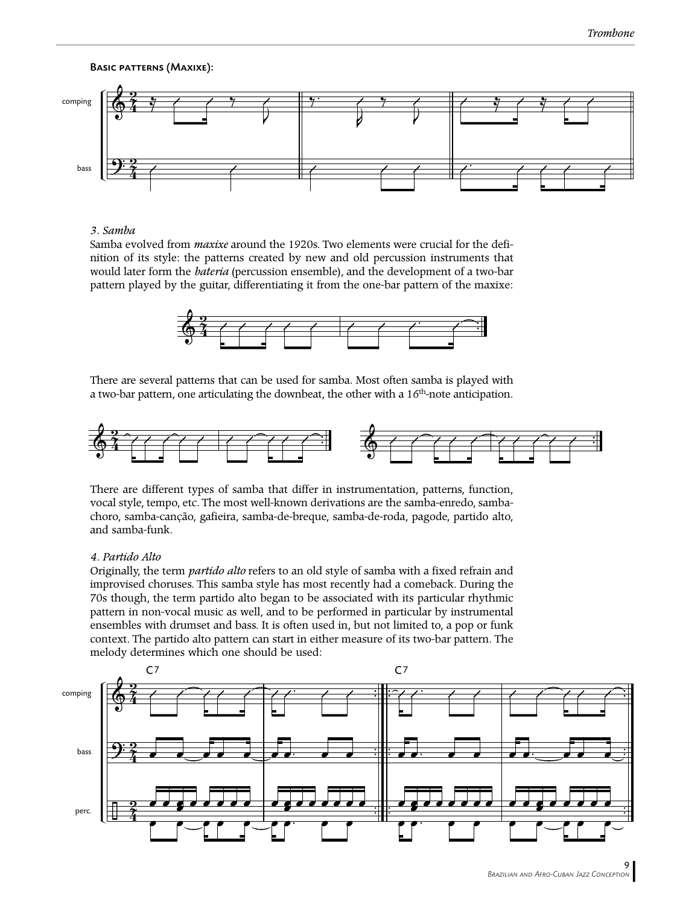**Basic patterns (Maxixe):**

comping

bass

*3. Samba*

Samba evolved from *maxixe* around the 1920s. Two elements were crucial for the definition of its style: the patterns created by new and old percussion instruments that would later form the *bateria* (percussion ensemble), and the development of a two-bar pattern played by the guitar, differentiating it from the one-bar pattern of the maxixe:

There are several patterns that can be used for samba. Most often samba is played with a two-bar pattern, one articulating the downbeat, the other with a 16th-note anticipation.

There are different types of samba that differ in instrumentation, patterns, function, vocal style, tempo, etc. The most well-known derivations are the samba-enredo, samba-choro, samba-canção, gafieira, samba-de-breque, samba-de-roda, pagode, partido alto, and samba-funk.

*4. Partido Alto*

Originally, the term *partido alto* refers to an old style of samba with a fixed refrain and improvised choruses. This samba style has most recently had a comeback. During the 70s though, the term partido alto began to be associated with its particular rhythmic pattern in non-vocal music as well, and to be performed in particular by instrumental ensembles with drumset and bass. It is often used in, but not limited to, a pop or funk context. The partido alto pattern can start in either measure of its two-bar pattern. The melody determines which one should be used:

C7 C7

comping

bass

perc.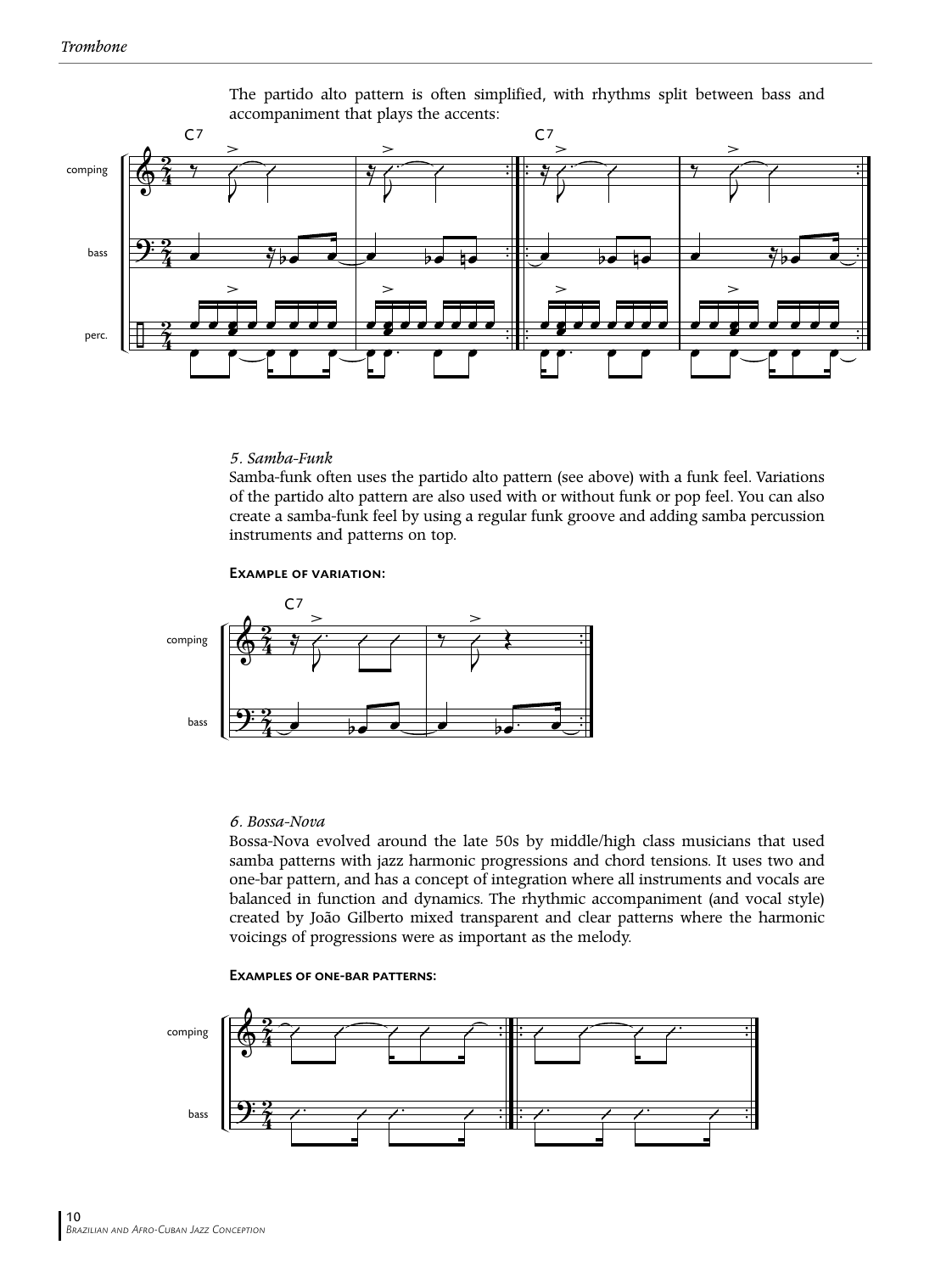The partido alto pattern is often simplified, with rhythms split between bass and accompaniment that plays the accents:

*5. Samba-Funk*

Samba-funk often uses the partido alto pattern (see above) with a funk feel. Variations of the partido alto pattern are also used with or without funk or pop feel. You can also create a samba-funk feel by using a regular funk groove and adding samba percussion instruments and patterns on top.

**Example of variation:**

*6. Bossa-Nova*

Bossa-Nova evolved around the late 50s by middle/high class musicians that used samba patterns with jazz harmonic progressions and chord tensions. It uses two and one-bar pattern, and has a concept of integration where all instruments and vocals are balanced in function and dynamics. The rhythmic accompaniment (and vocal style) created by João Gilberto mixed transparent and clear patterns where the harmonic voicings of progressions were as important as the melody.

**Examples of one-bar patterns:**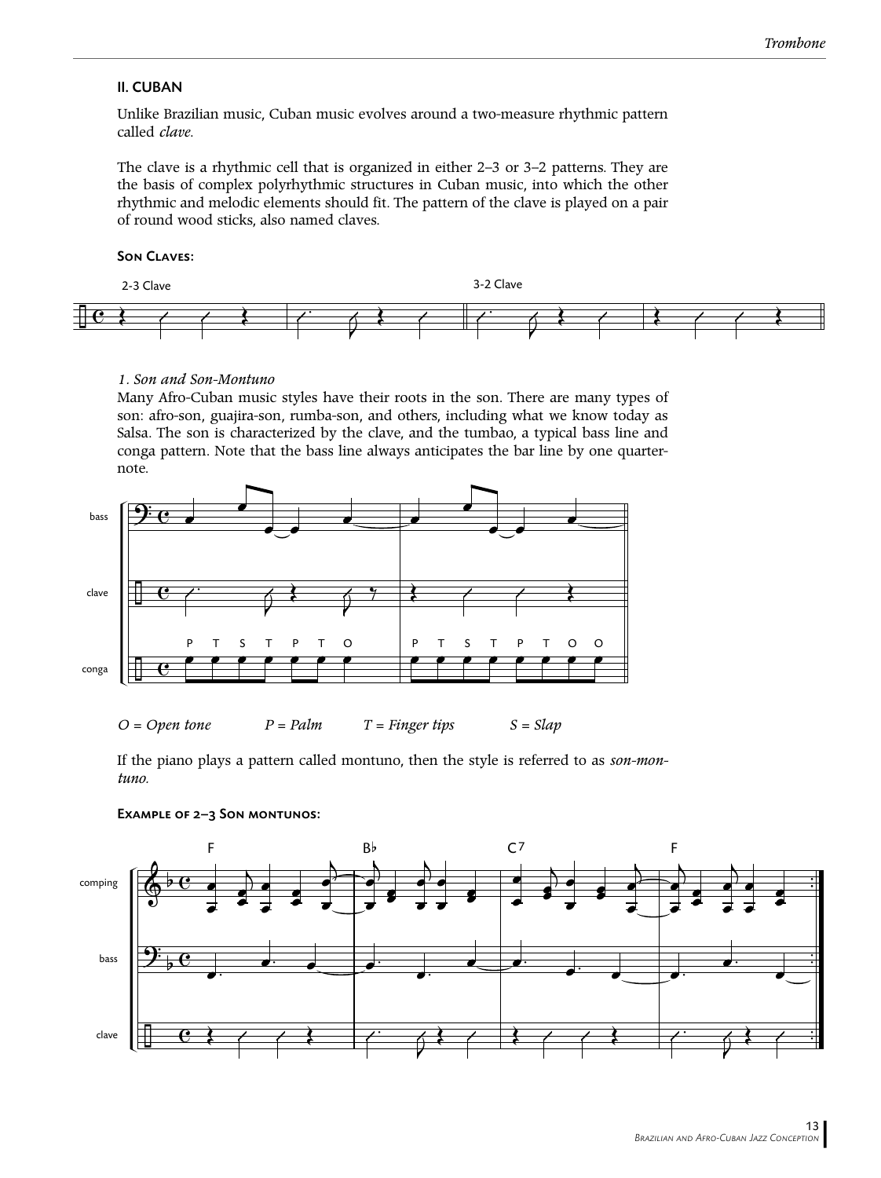## II. CUBAN

Unlike Brazilian music, Cuban music evolves around a two-measure rhythmic pattern called *clave.*

The clave is a rhythmic cell that is organized in either 2–3 or 3–2 patterns. They are the basis of complex polyrhythmic structures in Cuban music, into which the other rhythmic and melodic elements should fit. The pattern of the clave is played on a pair of round wood sticks, also named claves.

### Son Claves:

2-3 Clave 3-2 Clave

*1. Son and Son-Montuno*

Many Afro-Cuban music styles have their roots in the son. There are many types of son: afro-son, guajira-son, rumba-son, and others, including what we know today as Salsa. The son is characterized by the clave, and the tumbao, a typical bass line and conga pattern. Note that the bass line always anticipates the bar line by one quarter-note.

bass

clave

P T S T P T O P T S T P T O O

conga

*O = Open tone P = Palm T = Finger tips S = Slap*

If the piano plays a pattern called montuno, then the style is referred to as *son-montuno.*

### Example of 2–3 Son montunos:

F B♭ C7 F

comping

bass

clave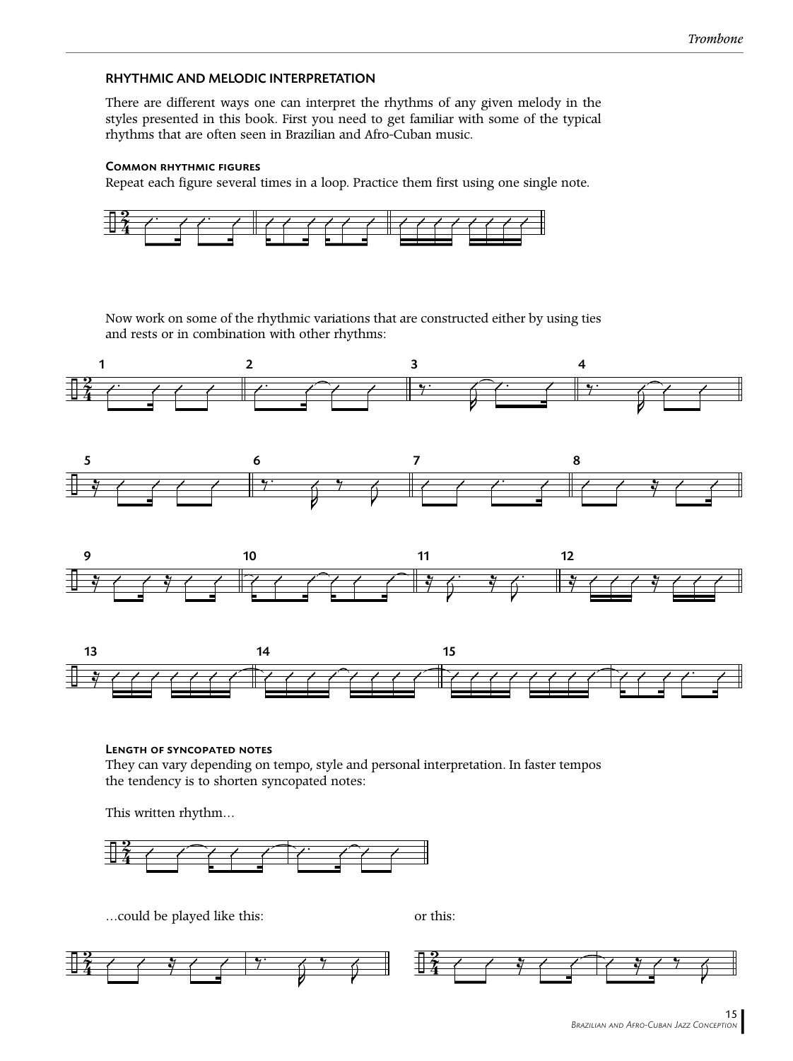## RHYTHMIC AND MELODIC INTERPRETATION

There are different ways one can interpret the rhythms of any given melody in the styles presented in this book. First you need to get familiar with some of the typical rhythms that are often seen in Brazilian and Afro-Cuban music.

### Common rhythmic figures

Repeat each figure several times in a loop. Practice them first using one single note.

Now work on some of the rhythmic variations that are constructed either by using ties and rests or in combination with other rhythms:

### Length of syncopated notes

They can vary depending on tempo, style and personal interpretation. In faster tempos the tendency is to shorten syncopated notes:

This written rhythm…

…could be played like this:

or this: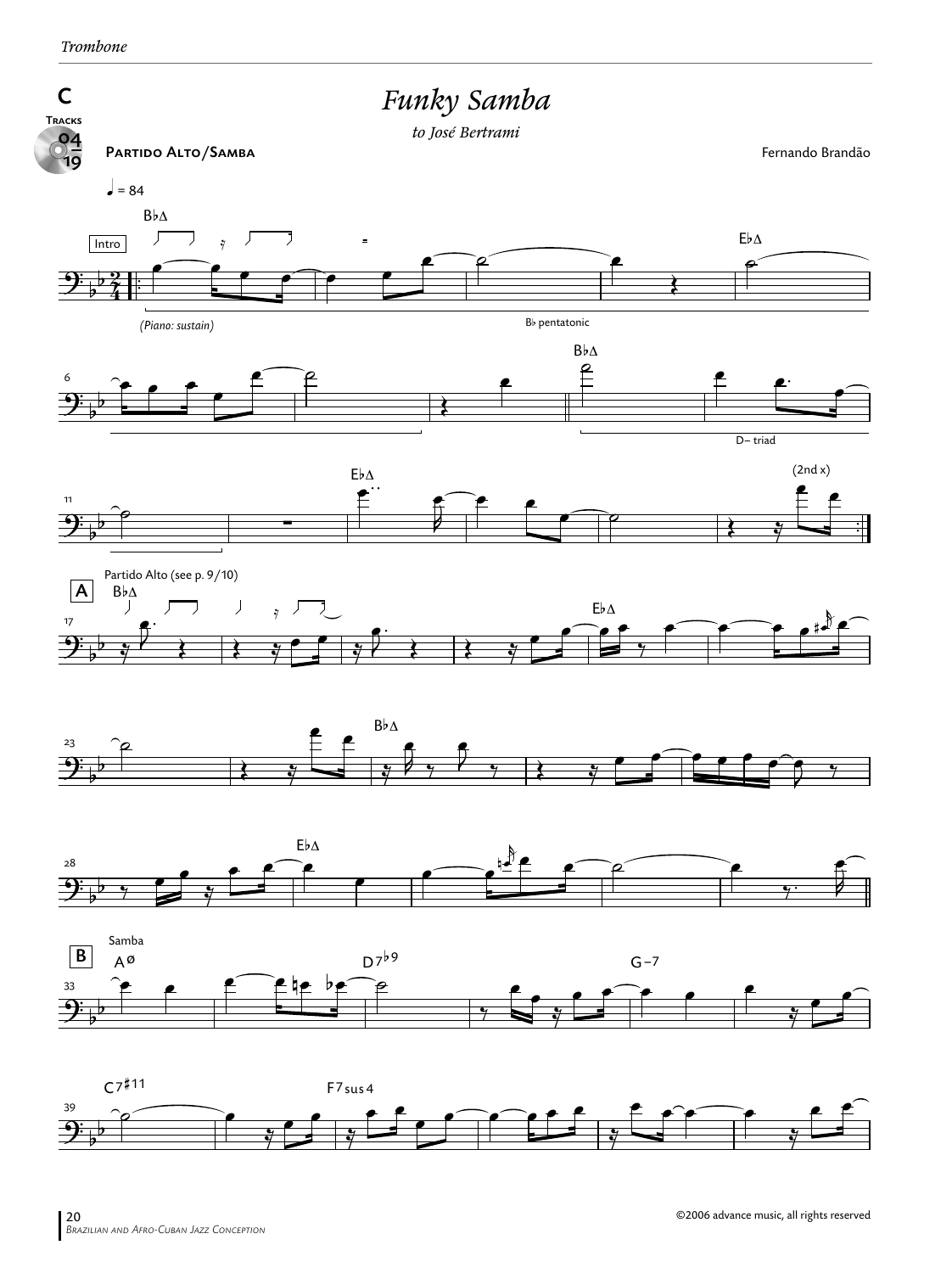# Funky Samba

*to José Bertrami*

Fernando Brandão

C

Tracks 04 / 19

Partido Alto/Samba

♩ = 84

Intro

B♭Δ

*(Piano: sustain)*

B♭ pentatonic

E♭Δ

B♭Δ

D– triad

E♭Δ

(2nd x)

A — Partido Alto (see p. 9/10)

B♭Δ

E♭Δ

B♭Δ

E♭Δ

B — Samba

AØ

D7♭9

G–7

C7♯11

F7sus4

©2006 advance music, all rights reserved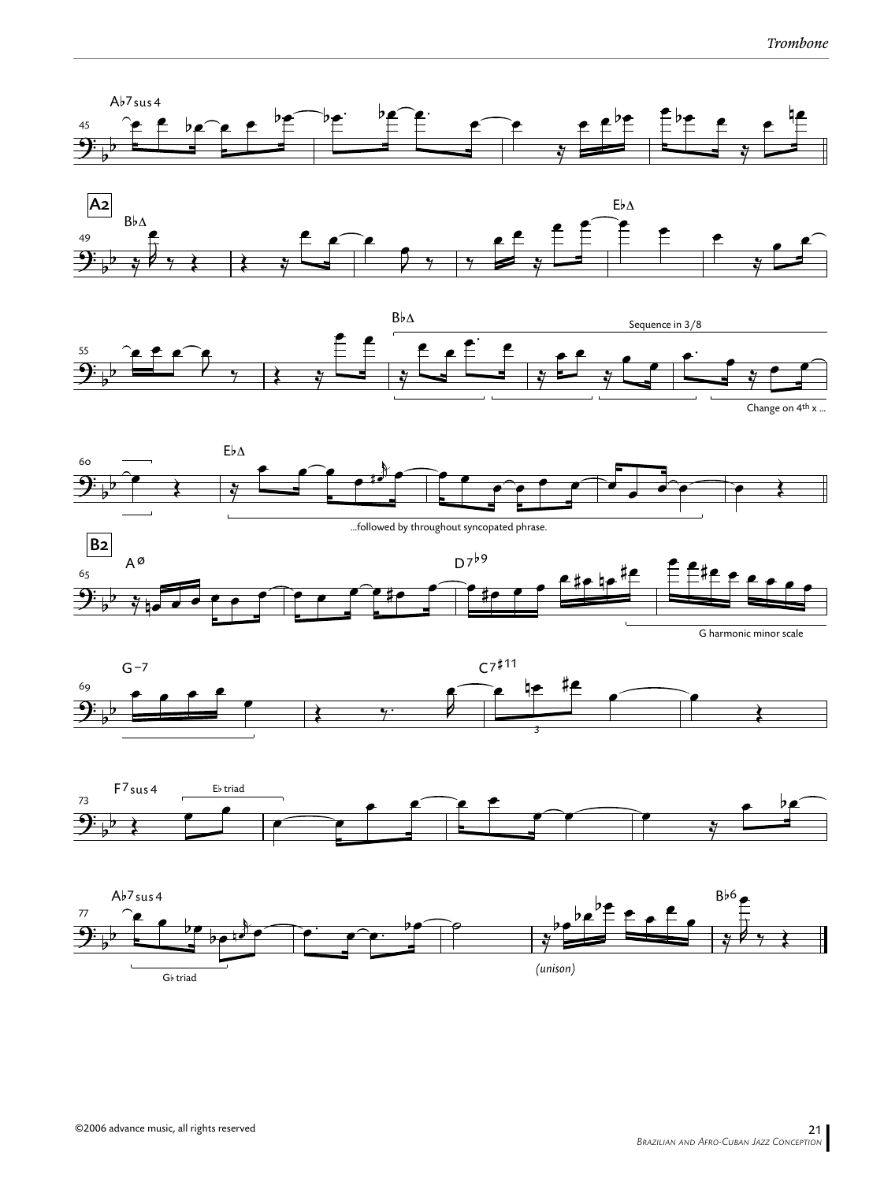A2

Sequence in 3/8

Change on 4th x ...

...followed by throughout syncopated phrase.

B2

G harmonic minor scale

E♭ triad

G♭ triad

*(unison)*

©2006 advance music, all rights reserved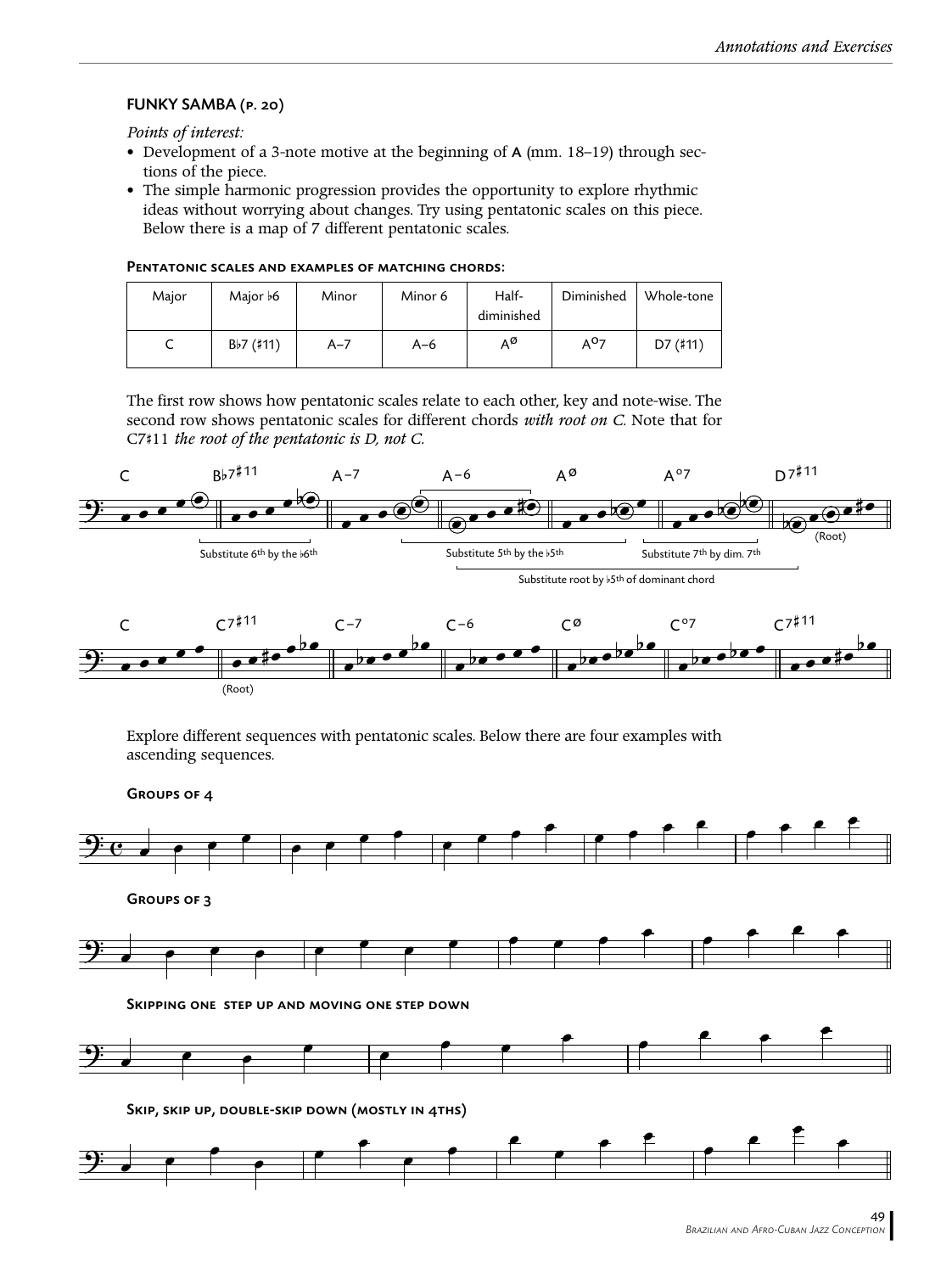## FUNKY SAMBA (p. 20)

*Points of interest:*

- Development of a 3-note motive at the beginning of A (mm. 18–19) through sections of the piece.
- The simple harmonic progression provides the opportunity to explore rhythmic ideas without worrying about changes. Try using pentatonic scales on this piece. Below there is a map of 7 different pentatonic scales.

### Pentatonic scales and examples of matching chords:

| Major | Major ♭6 | Minor | Minor 6 | Half-diminished | Diminished | Whole-tone |
|---|---|---|---|---|---|---|
| C | B♭7 (♯11) | A–7 | A–6 | Aø | A°7 | D7 (♯11) |

The first row shows how pentatonic scales relate to each other, key and note-wise. The second row shows pentatonic scales for different chords *with root on C.* Note that for C7♯11 *the root of the pentatonic is D, not C.*

C | B♭7♯11 | A–7 | A–6 | Aø | A°7 | D7♯11

(Root)

Substitute 6th by the ♭6th

Substitute 5th by the ♭5th

Substitute 7th by dim. 7th

Substitute root by ♭5th of dominant chord

C | C7♯11 | C–7 | C–6 | Cø | C°7 | C7♯11

(Root)

Explore different sequences with pentatonic scales. Below there are four examples with ascending sequences.

### Groups of 4

### Groups of 3

### Skipping one step up and moving one step down

### Skip, skip up, double-skip down (mostly in 4ths)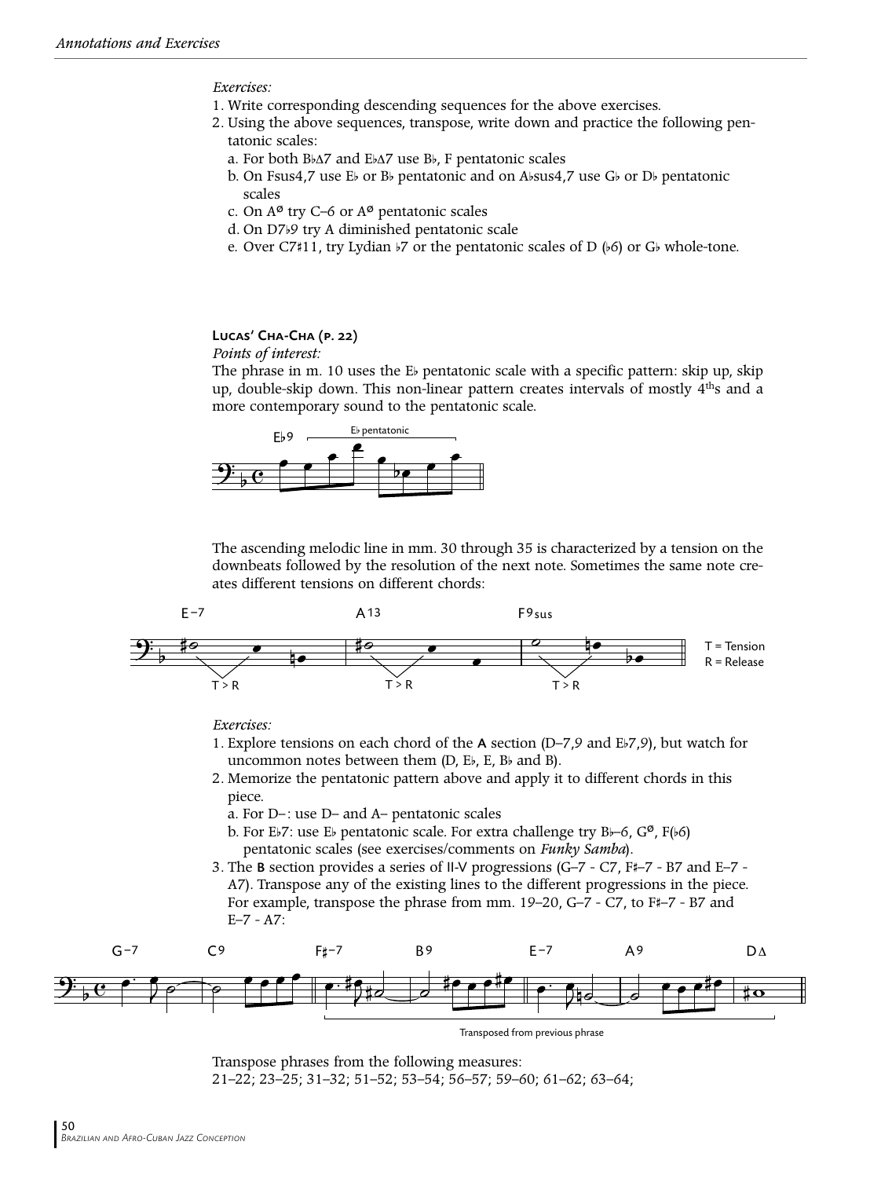*Exercises:*

1. Write corresponding descending sequences for the above exercises.
2. Using the above sequences, transpose, write down and practice the following pentatonic scales:
   a. For both B♭Δ7 and E♭Δ7 use B♭, F pentatonic scales
   b. On Fsus4,7 use E♭ or B♭ pentatonic and on A♭sus4,7 use G♭ or D♭ pentatonic scales
   c. On Aø try C–6 or Aø pentatonic scales
   d. On D7♭9 try A diminished pentatonic scale
   e. Over C7♯11, try Lydian ♭7 or the pentatonic scales of D (♭6) or G♭ whole-tone.

### Lucas' Cha-Cha (p. 22)

*Points of interest:*

The phrase in m. 10 uses the E♭ pentatonic scale with a specific pattern: skip up, skip up, double-skip down. This non-linear pattern creates intervals of mostly 4ths and a more contemporary sound to the pentatonic scale.

E♭9
E♭ pentatonic

The ascending melodic line in mm. 30 through 35 is characterized by a tension on the downbeats followed by the resolution of the next note. Sometimes the same note creates different tensions on different chords:

E–7 A13 F9sus
T > R T > R T > R
T = Tension
R = Release

*Exercises:*

1. Explore tensions on each chord of the **A** section (D–7,9 and E♭7,9), but watch for uncommon notes between them (D, E♭, E, B♭ and B).
2. Memorize the pentatonic pattern above and apply it to different chords in this piece.
   a. For D–: use D– and A– pentatonic scales
   b. For E♭7: use E♭ pentatonic scale. For extra challenge try B♭–6, Gø, F(♭6) pentatonic scales (see exercises/comments on *Funky Samba*).
3. The **B** section provides a series of II-V progressions (G–7 - C7, F♯–7 - B7 and E–7 - A7). Transpose any of the existing lines to the different progressions in the piece. For example, transpose the phrase from mm. 19–20, G–7 - C7, to F♯–7 - B7 and E–7 - A7:

G–7 C9 F♯–7 B9 E–7 A9 DΔ
Transposed from previous phrase

Transpose phrases from the following measures:
21–22; 23–25; 31–32; 51–52; 53–54; 56–57; 59–60; 61–62; 63–64;